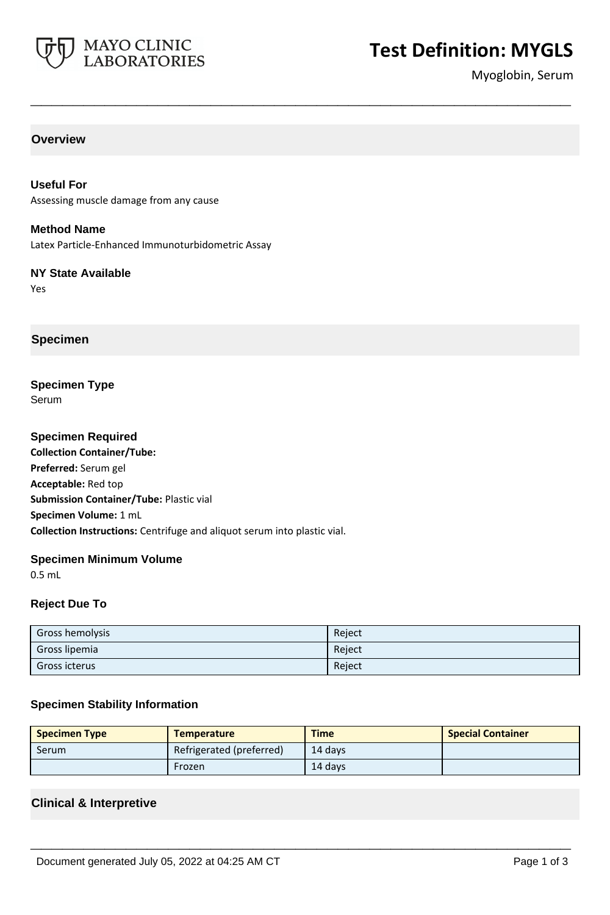# Test Definition: MYGLS

Myoglobin, Serum

## Overview

### Useful For

Assessing muscle damage from any cause

### Method Name

Latex Particle-Enhanced Immunoturbidometric Assay

### NY State Available

Yes

## Specimen

### Specimen Type

Serum

### Specimen Required

**Collection Container/Tube:**

**Preferred:** Serum gel

**Acceptable:** Red top

**Submission Container/Tube:** Plastic vial

**Specimen Volume:** 1 mL

**Collection Instructions:** Centrifuge and aliquot serum into plastic vial.

### Specimen Minimum Volume

0.5 mL

### Reject Due To

| | |
|---|---|
| Gross hemolysis | Reject |
| Gross lipemia | Reject |
| Gross icterus | Reject |

### Specimen Stability Information

| Specimen Type | Temperature | Time | Special Container |
|---|---|---|---|
| Serum | Refrigerated (preferred) | 14 days | |
| | Frozen | 14 days | |

## Clinical & Interpretive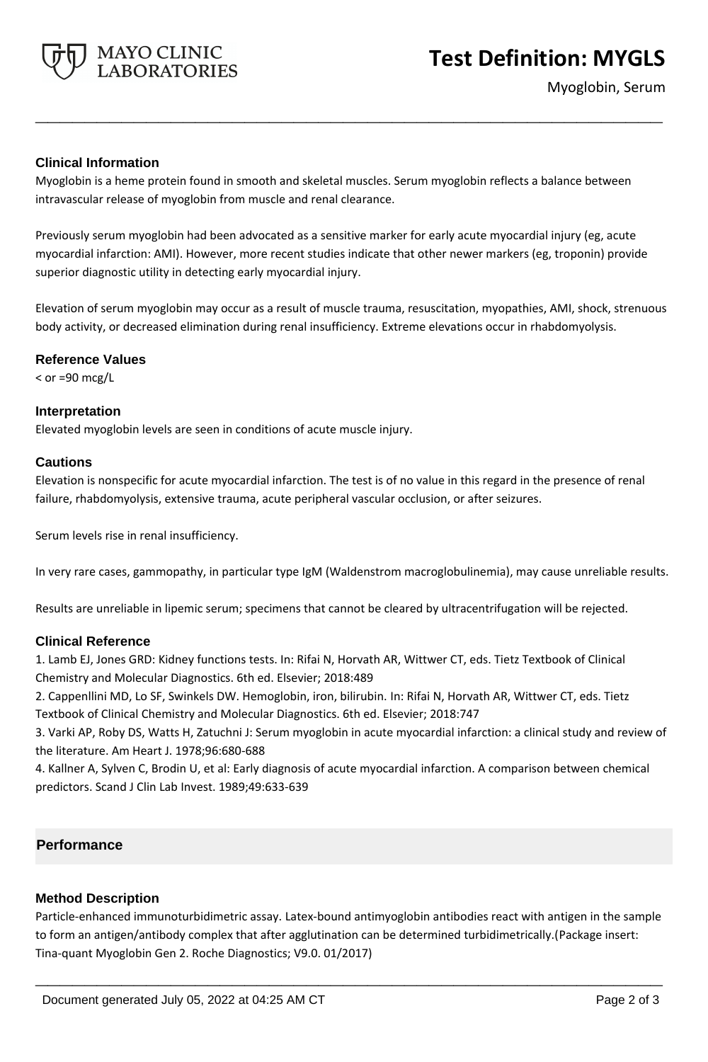## Clinical Information

Myoglobin is a heme protein found in smooth and skeletal muscles. Serum myoglobin reflects a balance between intravascular release of myoglobin from muscle and renal clearance.

Previously serum myoglobin had been advocated as a sensitive marker for early acute myocardial injury (eg, acute myocardial infarction: AMI). However, more recent studies indicate that other newer markers (eg, troponin) provide superior diagnostic utility in detecting early myocardial injury.

Elevation of serum myoglobin may occur as a result of muscle trauma, resuscitation, myopathies, AMI, shock, strenuous body activity, or decreased elimination during renal insufficiency. Extreme elevations occur in rhabdomyolysis.

## Reference Values

< or =90 mcg/L

## Interpretation

Elevated myoglobin levels are seen in conditions of acute muscle injury.

## Cautions

Elevation is nonspecific for acute myocardial infarction. The test is of no value in this regard in the presence of renal failure, rhabdomyolysis, extensive trauma, acute peripheral vascular occlusion, or after seizures.

Serum levels rise in renal insufficiency.

In very rare cases, gammopathy, in particular type IgM (Waldenstrom macroglobulinemia), may cause unreliable results.

Results are unreliable in lipemic serum; specimens that cannot be cleared by ultracentrifugation will be rejected.

## Clinical Reference

1. Lamb EJ, Jones GRD: Kidney functions tests. In: Rifai N, Horvath AR, Wittwer CT, eds. Tietz Textbook of Clinical Chemistry and Molecular Diagnostics. 6th ed. Elsevier; 2018:489
2. Cappenllini MD, Lo SF, Swinkels DW. Hemoglobin, iron, bilirubin. In: Rifai N, Horvath AR, Wittwer CT, eds. Tietz Textbook of Clinical Chemistry and Molecular Diagnostics. 6th ed. Elsevier; 2018:747
3. Varki AP, Roby DS, Watts H, Zatuchni J: Serum myoglobin in acute myocardial infarction: a clinical study and review of the literature. Am Heart J. 1978;96:680-688
4. Kallner A, Sylven C, Brodin U, et al: Early diagnosis of acute myocardial infarction. A comparison between chemical predictors. Scand J Clin Lab Invest. 1989;49:633-639

## Performance

### Method Description

Particle-enhanced immunoturbidimetric assay. Latex-bound antimyoglobin antibodies react with antigen in the sample to form an antigen/antibody complex that after agglutination can be determined turbidimetrically.(Package insert: Tina-quant Myoglobin Gen 2. Roche Diagnostics; V9.0. 01/2017)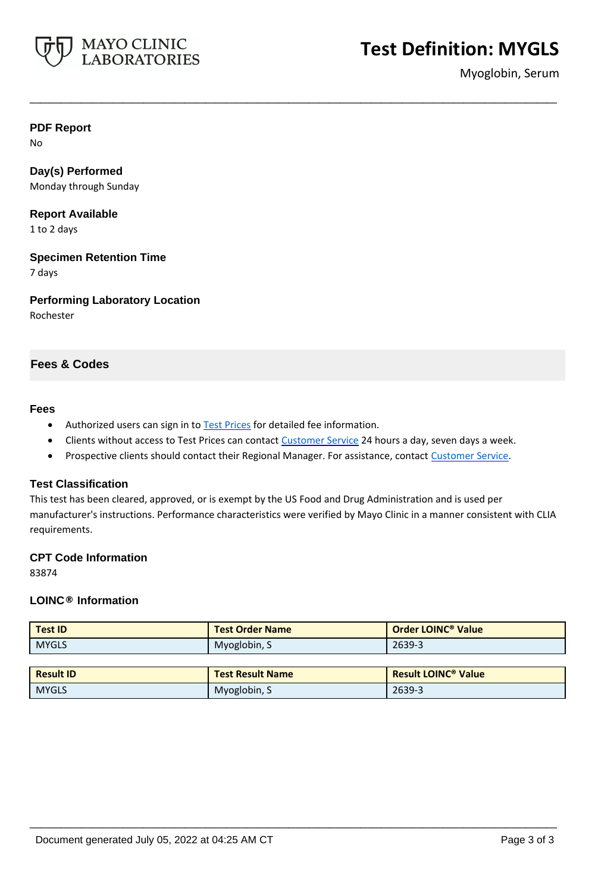**PDF Report**
No

**Day(s) Performed**
Monday through Sunday

**Report Available**
1 to 2 days

**Specimen Retention Time**
7 days

**Performing Laboratory Location**
Rochester

## Fees & Codes

**Fees**

- Authorized users can sign in to Test Prices for detailed fee information.
- Clients without access to Test Prices can contact Customer Service 24 hours a day, seven days a week.
- Prospective clients should contact their Regional Manager. For assistance, contact Customer Service.

**Test Classification**
This test has been cleared, approved, or is exempt by the US Food and Drug Administration and is used per manufacturer's instructions. Performance characteristics were verified by Mayo Clinic in a manner consistent with CLIA requirements.

**CPT Code Information**
83874

**LOINC® Information**

| Test ID | Test Order Name | Order LOINC® Value |
|---|---|---|
| MYGLS | Myoglobin, S | 2639-3 |

| Result ID | Test Result Name | Result LOINC® Value |
|---|---|---|
| MYGLS | Myoglobin, S | 2639-3 |